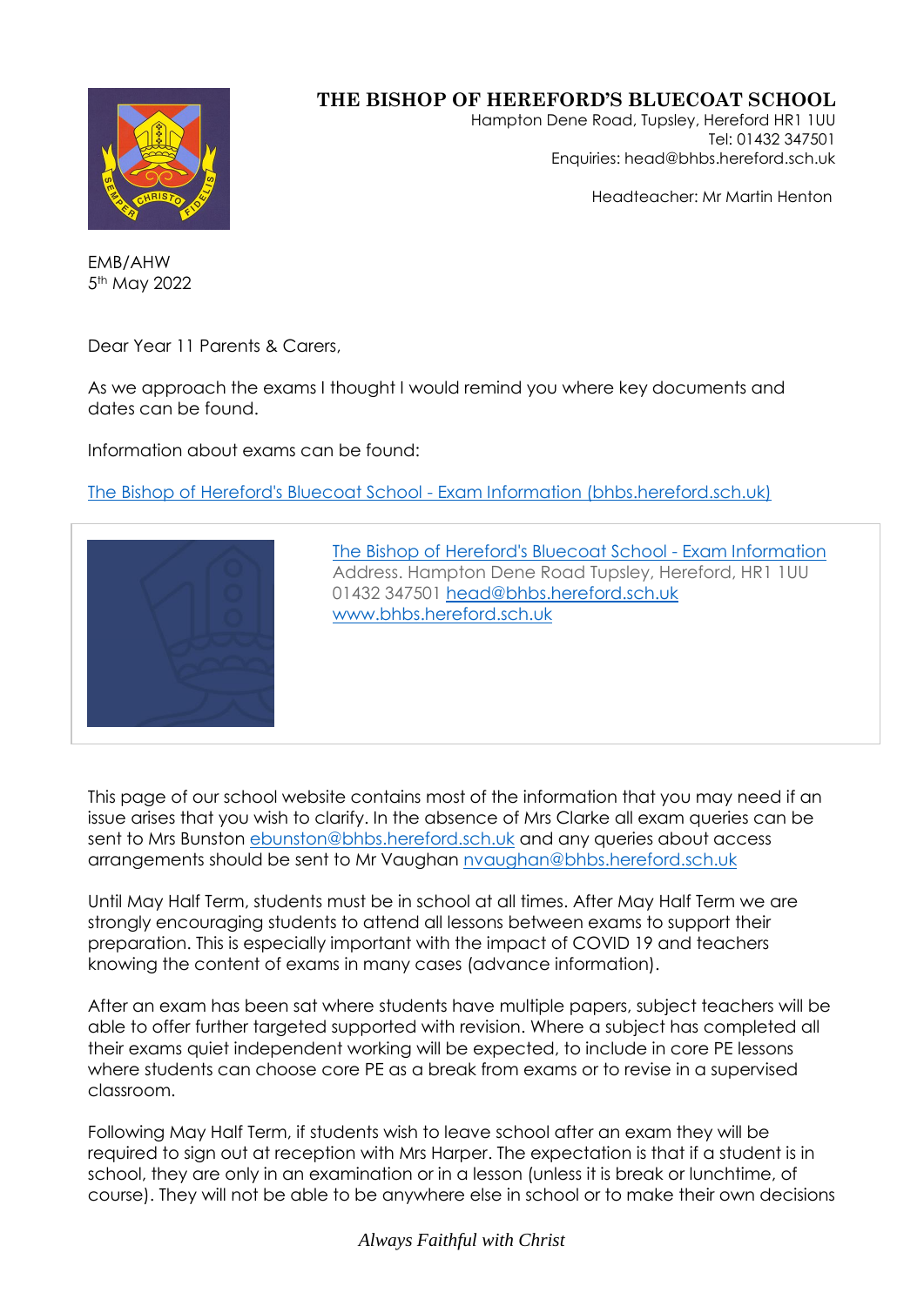**THE BISHOP OF HEREFORD'S BLUECOAT SCHOOL**
Hampton Dene Road, Tupsley, Hereford HR1 1UU
Tel: 01432 347501
Enquiries: head@bhbs.hereford.sch.uk

Headteacher: Mr Martin Henton

EMB/AHW
5th May 2022

Dear Year 11 Parents & Carers,

As we approach the exams I thought I would remind you where key documents and dates can be found.

Information about exams can be found:

[The Bishop of Hereford's Bluecoat School - Exam Information (bhbs.hereford.sch.uk)]

[The Bishop of Hereford's Bluecoat School - Exam Information]
Address. Hampton Dene Road Tupsley, Hereford, HR1 1UU
01432 347501 head@bhbs.hereford.sch.uk
www.bhbs.hereford.sch.uk

This page of our school website contains most of the information that you may need if an issue arises that you wish to clarify. In the absence of Mrs Clarke all exam queries can be sent to Mrs Bunston ebunston@bhbs.hereford.sch.uk and any queries about access arrangements should be sent to Mr Vaughan nvaughan@bhbs.hereford.sch.uk

Until May Half Term, students must be in school at all times. After May Half Term we are strongly encouraging students to attend all lessons between exams to support their preparation. This is especially important with the impact of COVID 19 and teachers knowing the content of exams in many cases (advance information).

After an exam has been sat where students have multiple papers, subject teachers will be able to offer further targeted supported with revision. Where a subject has completed all their exams quiet independent working will be expected, to include in core PE lessons where students can choose core PE as a break from exams or to revise in a supervised classroom.

Following May Half Term, if students wish to leave school after an exam they will be required to sign out at reception with Mrs Harper. The expectation is that if a student is in school, they are only in an examination or in a lesson (unless it is break or lunchtime, of course). They will not be able to be anywhere else in school or to make their own decisions

*Always Faithful with Christ*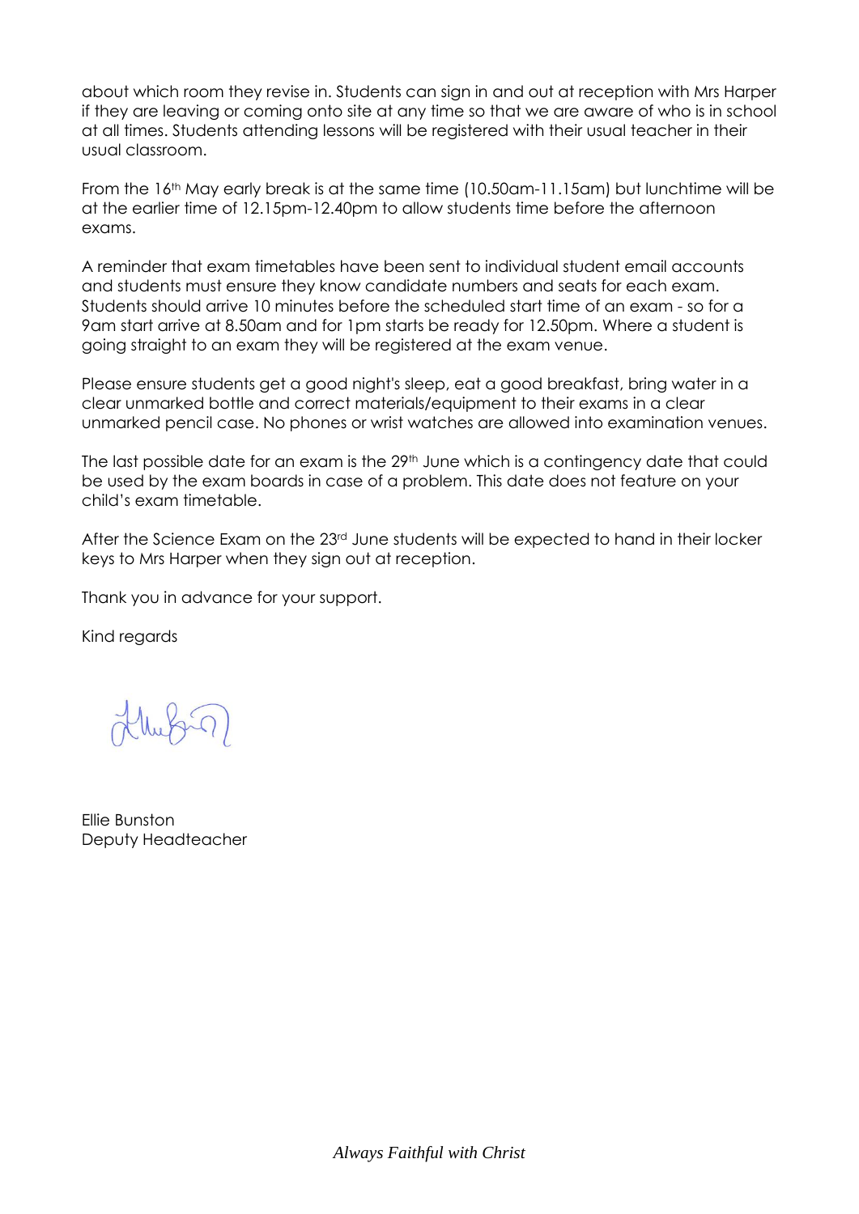about which room they revise in. Students can sign in and out at reception with Mrs Harper if they are leaving or coming onto site at any time so that we are aware of who is in school at all times. Students attending lessons will be registered with their usual teacher in their usual classroom.

From the 16th May early break is at the same time (10.50am-11.15am) but lunchtime will be at the earlier time of 12.15pm-12.40pm to allow students time before the afternoon exams.

A reminder that exam timetables have been sent to individual student email accounts and students must ensure they know candidate numbers and seats for each exam. Students should arrive 10 minutes before the scheduled start time of an exam - so for a 9am start arrive at 8.50am and for 1pm starts be ready for 12.50pm. Where a student is going straight to an exam they will be registered at the exam venue.

Please ensure students get a good night's sleep, eat a good breakfast, bring water in a clear unmarked bottle and correct materials/equipment to their exams in a clear unmarked pencil case. No phones or wrist watches are allowed into examination venues.

The last possible date for an exam is the 29th June which is a contingency date that could be used by the exam boards in case of a problem. This date does not feature on your child's exam timetable.

After the Science Exam on the 23rd June students will be expected to hand in their locker keys to Mrs Harper when they sign out at reception.

Thank you in advance for your support.

Kind regards

Ellie Bunston
Deputy Headteacher

*Always Faithful with Christ*